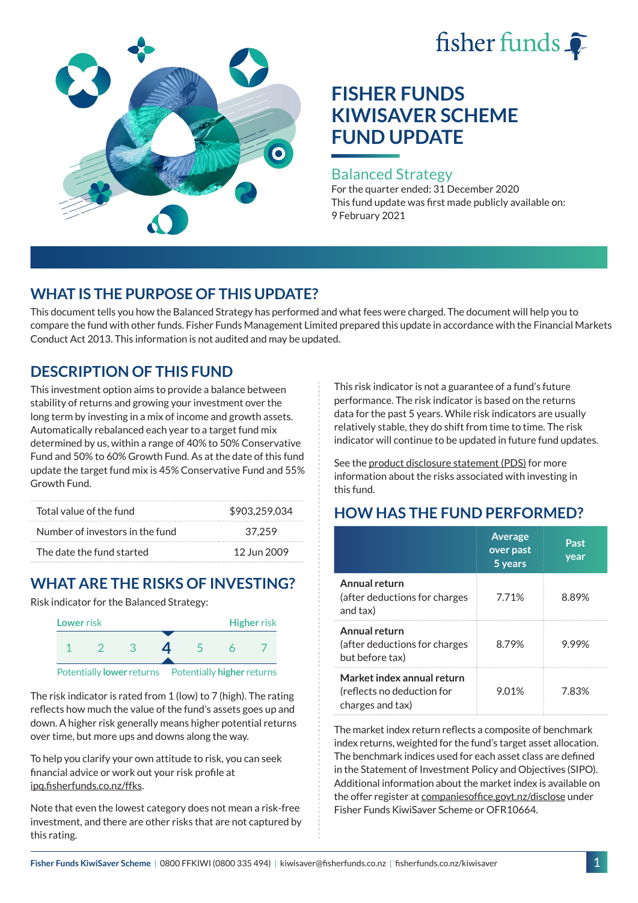# FISHER FUNDS KIWISAVER SCHEME FUND UPDATE

## Balanced Strategy

For the quarter ended: 31 December 2020

This fund update was first made publicly available on: 9 February 2021

## WHAT IS THE PURPOSE OF THIS UPDATE?

This document tells you how the Balanced Strategy has performed and what fees were charged. The document will help you to compare the fund with other funds. Fisher Funds Management Limited prepared this update in accordance with the Financial Markets Conduct Act 2013. This information is not audited and may be updated.

## DESCRIPTION OF THIS FUND

This investment option aims to provide a balance between stability of returns and growing your investment over the long term by investing in a mix of income and growth assets. Automatically rebalanced each year to a target fund mix determined by us, within a range of 40% to 50% Conservative Fund and 50% to 60% Growth Fund. As at the date of this fund update the target fund mix is 45% Conservative Fund and 55% Growth Fund.

| | |
|---|---|
| Total value of the fund | $903,259,034 |
| Number of investors in the fund | 37,259 |
| The date the fund started | 12 Jun 2009 |

## WHAT ARE THE RISKS OF INVESTING?

Risk indicator for the Balanced Strategy:

Lower risk — Higher risk

1 2 3 **4** 5 6 7

Potentially lower returns — Potentially higher returns

The risk indicator is rated from 1 (low) to 7 (high). The rating reflects how much the value of the fund's assets goes up and down. A higher risk generally means higher potential returns over time, but more ups and downs along the way.

To help you clarify your own attitude to risk, you can seek financial advice or work out your risk profile at ipq.fisherfunds.co.nz/ffks.

Note that even the lowest category does not mean a risk-free investment, and there are other risks that are not captured by this rating.

This risk indicator is not a guarantee of a fund's future performance. The risk indicator is based on the returns data for the past 5 years. While risk indicators are usually relatively stable, they do shift from time to time. The risk indicator will continue to be updated in future fund updates.

See the product disclosure statement (PDS) for more information about the risks associated with investing in this fund.

## HOW HAS THE FUND PERFORMED?

| | Average over past 5 years | Past year |
|---|---|---|
| **Annual return** (after deductions for charges and tax) | 7.71% | 8.89% |
| **Annual return** (after deductions for charges but before tax) | 8.79% | 9.99% |
| **Market index annual return** (reflects no deduction for charges and tax) | 9.01% | 7.83% |

The market index return reflects a composite of benchmark index returns, weighted for the fund's target asset allocation. The benchmark indices used for each asset class are defined in the Statement of Investment Policy and Objectives (SIPO). Additional information about the market index is available on the offer register at companiesoffice.govt.nz/disclose under Fisher Funds KiwiSaver Scheme or OFR10664.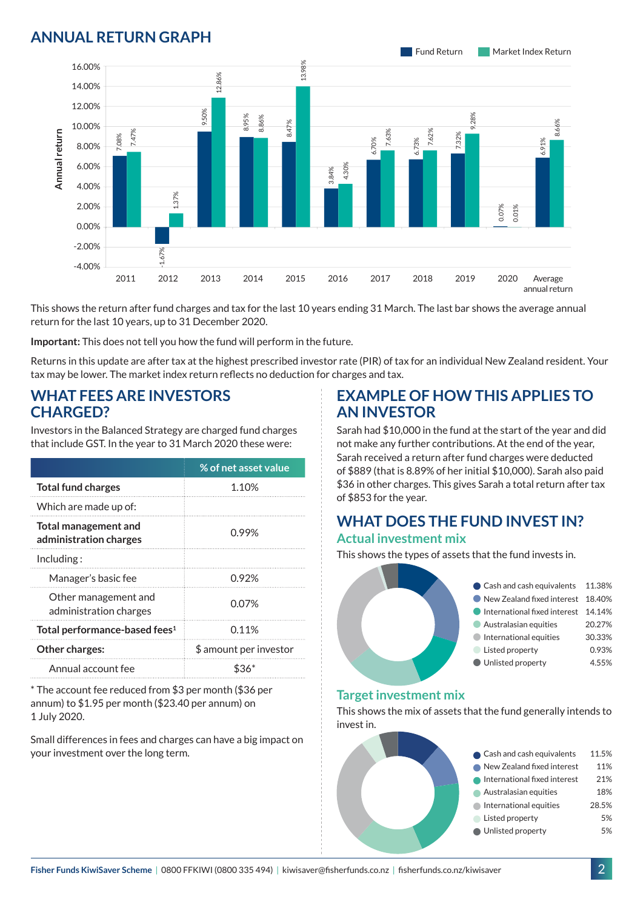## ANNUAL RETURN GRAPH

| Year | Fund Return | Market Index Return |
|---|---|---|
| 2011 | 7.08% | 7.47% |
| 2012 | -1.67% | 1.37% |
| 2013 | 9.50% | 12.86% |
| 2014 | 8.95% | 8.86% |
| 2015 | 8.47% | 13.98% |
| 2016 | 3.84% | 4.30% |
| 2017 | 6.70% | 7.63% |
| 2018 | 6.73% | 7.62% |
| 2019 | 7.32% | 9.28% |
| 2020 | 0.07% | 0.01% |
| Average annual return | 6.91% | 8.66% |

This shows the return after fund charges and tax for the last 10 years ending 31 March. The last bar shows the average annual return for the last 10 years, up to 31 December 2020.

**Important:** This does not tell you how the fund will perform in the future.

Returns in this update are after tax at the highest prescribed investor rate (PIR) of tax for an individual New Zealand resident. Your tax may be lower. The market index return reflects no deduction for charges and tax.

## WHAT FEES ARE INVESTORS CHARGED?

Investors in the Balanced Strategy are charged fund charges that include GST. In the year to 31 March 2020 these were:

| | % of net asset value |
|---|---|
| **Total fund charges** | 1.10% |
| Which are made up of: | |
| **Total management and administration charges** | 0.99% |
| Including : | |
| Manager's basic fee | 0.92% |
| Other management and administration charges | 0.07% |
| **Total performance-based fees**[1] | 0.11% |
| **Other charges:** | $ amount per investor |
| Annual account fee | $36* |

* The account fee reduced from $3 per month ($36 per annum) to $1.95 per month ($23.40 per annum) on 1 July 2020.

Small differences in fees and charges can have a big impact on your investment over the long term.

## EXAMPLE OF HOW THIS APPLIES TO AN INVESTOR

Sarah had $10,000 in the fund at the start of the year and did not make any further contributions. At the end of the year, Sarah received a return after fund charges were deducted of $889 (that is 8.89% of her initial $10,000). Sarah also paid $36 in other charges. This gives Sarah a total return after tax of $853 for the year.

## WHAT DOES THE FUND INVEST IN?

### Actual investment mix

This shows the types of assets that the fund invests in.

| Asset | % |
|---|---|
| Cash and cash equivalents | 11.38% |
| New Zealand fixed interest | 18.40% |
| International fixed interest | 14.14% |
| Australasian equities | 20.27% |
| International equities | 30.33% |
| Listed property | 0.93% |
| Unlisted property | 4.55% |

### Target investment mix

This shows the mix of assets that the fund generally intends to invest in.

| Asset | % |
|---|---|
| Cash and cash equivalents | 11.5% |
| New Zealand fixed interest | 11% |
| International fixed interest | 21% |
| Australasian equities | 18% |
| International equities | 28.5% |
| Listed property | 5% |
| Unlisted property | 5% |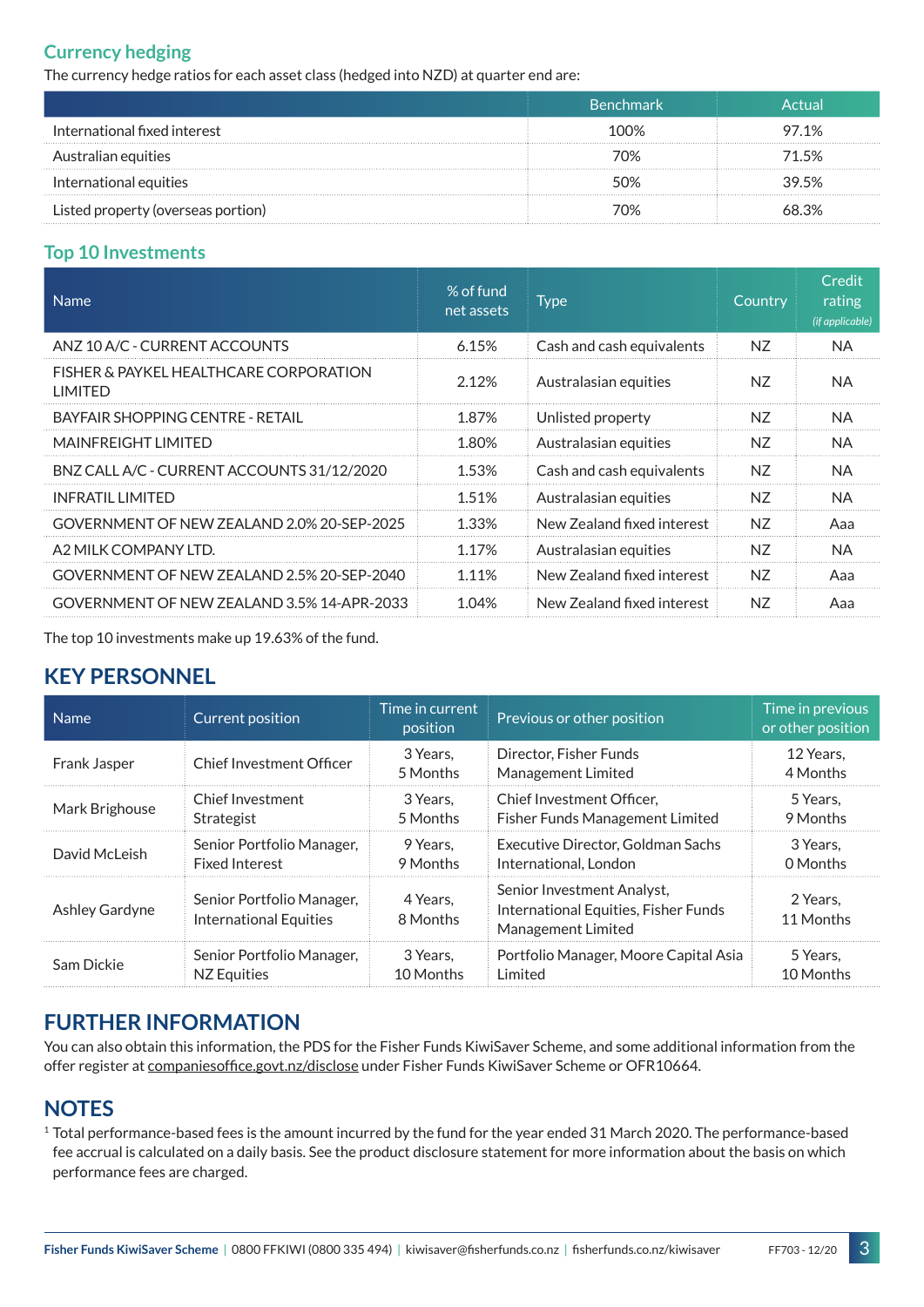## Currency hedging

The currency hedge ratios for each asset class (hedged into NZD) at quarter end are:

| | Benchmark | Actual |
|---|---|---|
| International fixed interest | 100% | 97.1% |
| Australian equities | 70% | 71.5% |
| International equities | 50% | 39.5% |
| Listed property (overseas portion) | 70% | 68.3% |

## Top 10 Investments

| Name | % of fund net assets | Type | Country | Credit rating *(if applicable)* |
|---|---|---|---|---|
| ANZ 10 A/C - CURRENT ACCOUNTS | 6.15% | Cash and cash equivalents | NZ | NA |
| FISHER & PAYKEL HEALTHCARE CORPORATION LIMITED | 2.12% | Australasian equities | NZ | NA |
| BAYFAIR SHOPPING CENTRE - RETAIL | 1.87% | Unlisted property | NZ | NA |
| MAINFREIGHT LIMITED | 1.80% | Australasian equities | NZ | NA |
| BNZ CALL A/C - CURRENT ACCOUNTS 31/12/2020 | 1.53% | Cash and cash equivalents | NZ | NA |
| INFRATIL LIMITED | 1.51% | Australasian equities | NZ | NA |
| GOVERNMENT OF NEW ZEALAND 2.0% 20-SEP-2025 | 1.33% | New Zealand fixed interest | NZ | Aaa |
| A2 MILK COMPANY LTD. | 1.17% | Australasian equities | NZ | NA |
| GOVERNMENT OF NEW ZEALAND 2.5% 20-SEP-2040 | 1.11% | New Zealand fixed interest | NZ | Aaa |
| GOVERNMENT OF NEW ZEALAND 3.5% 14-APR-2033 | 1.04% | New Zealand fixed interest | NZ | Aaa |

The top 10 investments make up 19.63% of the fund.

# KEY PERSONNEL

| Name | Current position | Time in current position | Previous or other position | Time in previous or other position |
|---|---|---|---|---|
| Frank Jasper | Chief Investment Officer | 3 Years, 5 Months | Director, Fisher Funds Management Limited | 12 Years, 4 Months |
| Mark Brighouse | Chief Investment Strategist | 3 Years, 5 Months | Chief Investment Officer, Fisher Funds Management Limited | 5 Years, 9 Months |
| David McLeish | Senior Portfolio Manager, Fixed Interest | 9 Years, 9 Months | Executive Director, Goldman Sachs International, London | 3 Years, 0 Months |
| Ashley Gardyne | Senior Portfolio Manager, International Equities | 4 Years, 8 Months | Senior Investment Analyst, International Equities, Fisher Funds Management Limited | 2 Years, 11 Months |
| Sam Dickie | Senior Portfolio Manager, NZ Equities | 3 Years, 10 Months | Portfolio Manager, Moore Capital Asia Limited | 5 Years, 10 Months |

# FURTHER INFORMATION

You can also obtain this information, the PDS for the Fisher Funds KiwiSaver Scheme, and some additional information from the offer register at companiesoffice.govt.nz/disclose under Fisher Funds KiwiSaver Scheme or OFR10664.

# NOTES

[1] Total performance-based fees is the amount incurred by the fund for the year ended 31 March 2020. The performance-based fee accrual is calculated on a daily basis. See the product disclosure statement for more information about the basis on which performance fees are charged.